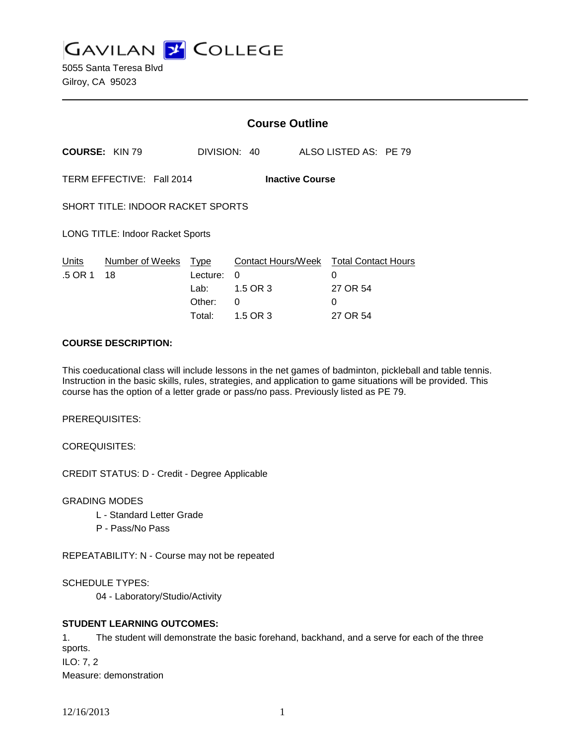# GAVILAN COLLEGE

5055 Santa Teresa Blvd
Gilroy, CA 95023

---

## Course Outline

**COURSE:** KIN 79 DIVISION: 40 ALSO LISTED AS: PE 79

TERM EFFECTIVE: Fall 2014 **Inactive Course**

SHORT TITLE: INDOOR RACKET SPORTS

LONG TITLE: Indoor Racket Sports

| Units | Number of Weeks | Type | Contact Hours/Week | Total Contact Hours |
|---|---|---|---|---|
| .5 OR 1 | 18 | Lecture: | 0 | 0 |
| | | Lab: | 1.5 OR 3 | 27 OR 54 |
| | | Other: | 0 | 0 |
| | | Total: | 1.5 OR 3 | 27 OR 54 |

**COURSE DESCRIPTION:**

This coeducational class will include lessons in the net games of badminton, pickleball and table tennis. Instruction in the basic skills, rules, strategies, and application to game situations will be provided. This course has the option of a letter grade or pass/no pass. Previously listed as PE 79.

PREREQUISITES:

COREQUISITES:

CREDIT STATUS: D - Credit - Degree Applicable

GRADING MODES

L - Standard Letter Grade
P - Pass/No Pass

REPEATABILITY: N - Course may not be repeated

SCHEDULE TYPES:

04 - Laboratory/Studio/Activity

**STUDENT LEARNING OUTCOMES:**

1. The student will demonstrate the basic forehand, backhand, and a serve for each of the three sports.
ILO: 7, 2
Measure: demonstration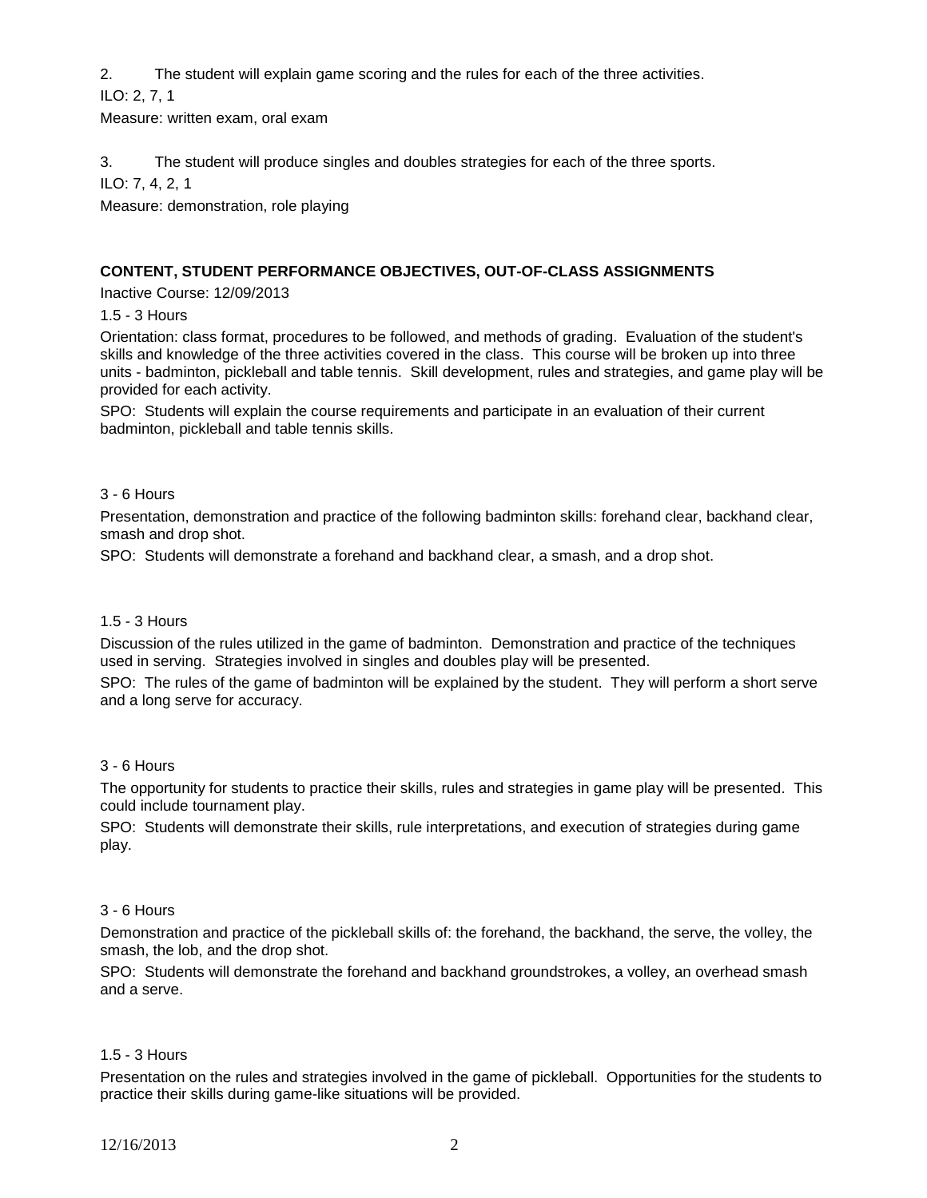2. The student will explain game scoring and the rules for each of the three activities.

ILO: 2, 7, 1

Measure: written exam, oral exam

3. The student will produce singles and doubles strategies for each of the three sports.

ILO: 7, 4, 2, 1

Measure: demonstration, role playing

**CONTENT, STUDENT PERFORMANCE OBJECTIVES, OUT-OF-CLASS ASSIGNMENTS**

Inactive Course: 12/09/2013

1.5 - 3 Hours

Orientation: class format, procedures to be followed, and methods of grading. Evaluation of the student's skills and knowledge of the three activities covered in the class. This course will be broken up into three units - badminton, pickleball and table tennis. Skill development, rules and strategies, and game play will be provided for each activity.

SPO: Students will explain the course requirements and participate in an evaluation of their current badminton, pickleball and table tennis skills.

3 - 6 Hours

Presentation, demonstration and practice of the following badminton skills: forehand clear, backhand clear, smash and drop shot.

SPO: Students will demonstrate a forehand and backhand clear, a smash, and a drop shot.

1.5 - 3 Hours

Discussion of the rules utilized in the game of badminton. Demonstration and practice of the techniques used in serving. Strategies involved in singles and doubles play will be presented.

SPO: The rules of the game of badminton will be explained by the student. They will perform a short serve and a long serve for accuracy.

3 - 6 Hours

The opportunity for students to practice their skills, rules and strategies in game play will be presented. This could include tournament play.

SPO: Students will demonstrate their skills, rule interpretations, and execution of strategies during game play.

3 - 6 Hours

Demonstration and practice of the pickleball skills of: the forehand, the backhand, the serve, the volley, the smash, the lob, and the drop shot.

SPO: Students will demonstrate the forehand and backhand groundstrokes, a volley, an overhead smash and a serve.

1.5 - 3 Hours

Presentation on the rules and strategies involved in the game of pickleball. Opportunities for the students to practice their skills during game-like situations will be provided.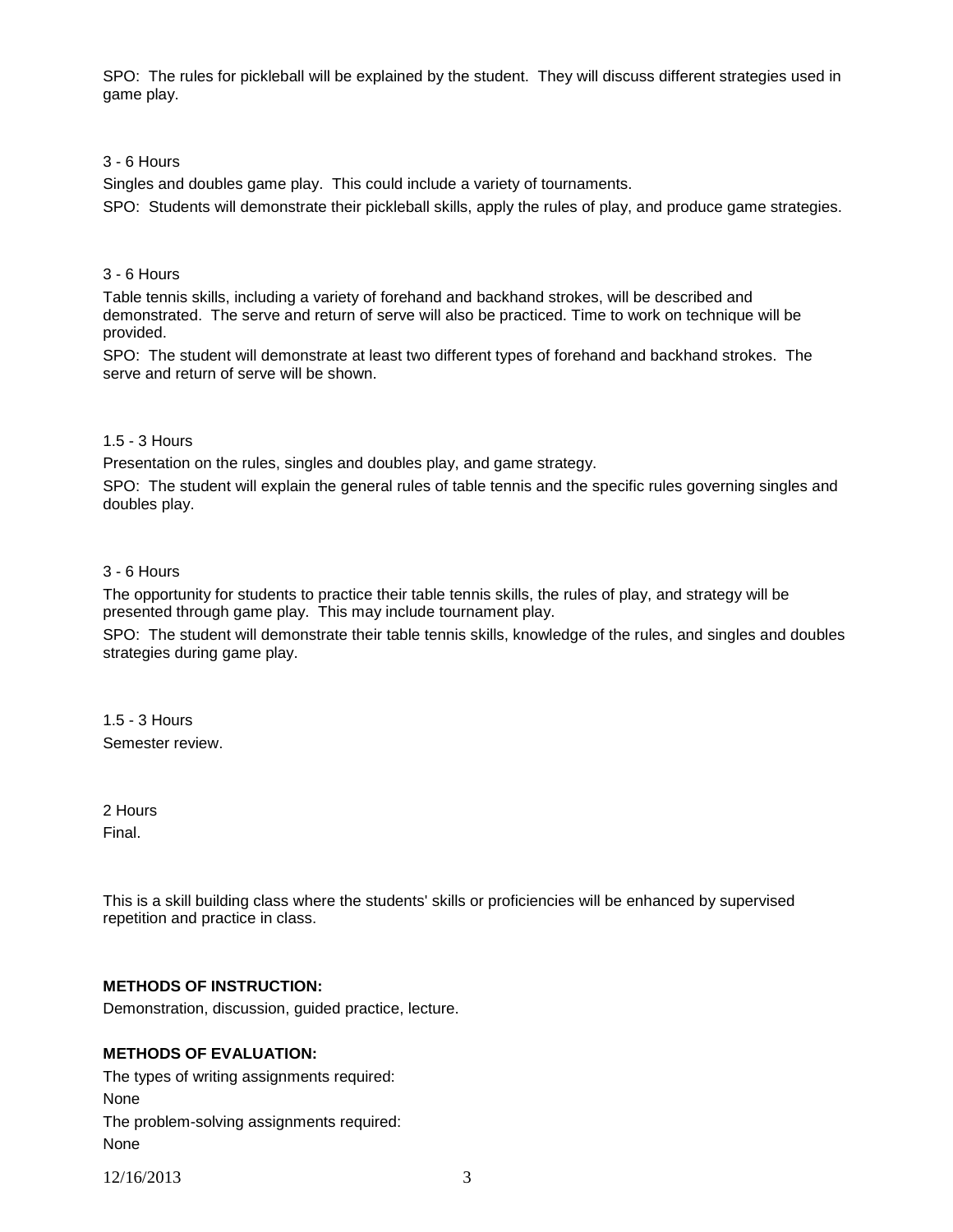SPO: The rules for pickleball will be explained by the student. They will discuss different strategies used in game play.

3 - 6 Hours

Singles and doubles game play. This could include a variety of tournaments.

SPO: Students will demonstrate their pickleball skills, apply the rules of play, and produce game strategies.

3 - 6 Hours

Table tennis skills, including a variety of forehand and backhand strokes, will be described and demonstrated. The serve and return of serve will also be practiced. Time to work on technique will be provided.

SPO: The student will demonstrate at least two different types of forehand and backhand strokes. The serve and return of serve will be shown.

1.5 - 3 Hours

Presentation on the rules, singles and doubles play, and game strategy.

SPO: The student will explain the general rules of table tennis and the specific rules governing singles and doubles play.

3 - 6 Hours

The opportunity for students to practice their table tennis skills, the rules of play, and strategy will be presented through game play. This may include tournament play.

SPO: The student will demonstrate their table tennis skills, knowledge of the rules, and singles and doubles strategies during game play.

1.5 - 3 Hours

Semester review.

2 Hours

Final.

This is a skill building class where the students' skills or proficiencies will be enhanced by supervised repetition and practice in class.

**METHODS OF INSTRUCTION:**

Demonstration, discussion, guided practice, lecture.

**METHODS OF EVALUATION:**

The types of writing assignments required:

None

The problem-solving assignments required:

None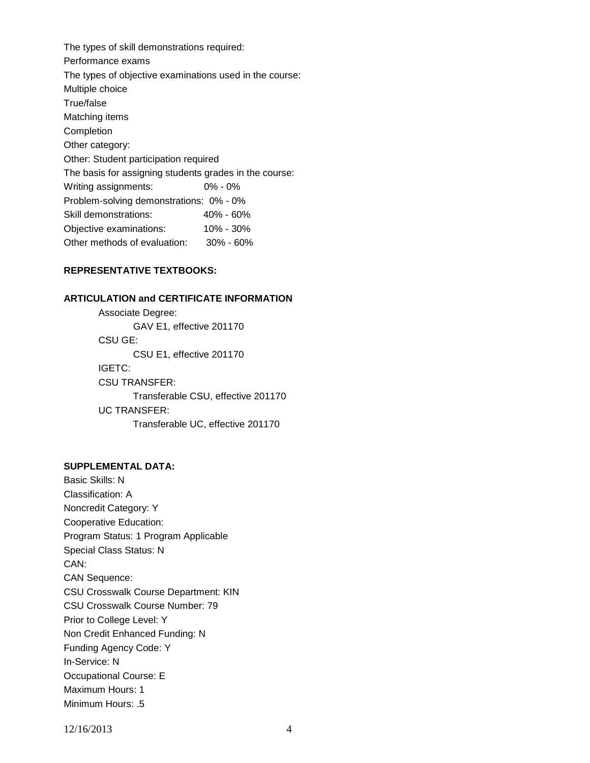The types of skill demonstrations required:

Performance exams

The types of objective examinations used in the course:

Multiple choice

True/false

Matching items

Completion

Other category:

Other: Student participation required

The basis for assigning students grades in the course:

| | |
|---|---|
| Writing assignments: | 0% - 0% |
| Problem-solving demonstrations: | 0% - 0% |
| Skill demonstrations: | 40% - 60% |
| Objective examinations: | 10% - 30% |
| Other methods of evaluation: | 30% - 60% |

**REPRESENTATIVE TEXTBOOKS:**

**ARTICULATION and CERTIFICATE INFORMATION**

Associate Degree:

GAV E1, effective 201170

CSU GE:

CSU E1, effective 201170

IGETC:

CSU TRANSFER:

Transferable CSU, effective 201170

UC TRANSFER:

Transferable UC, effective 201170

**SUPPLEMENTAL DATA:**

Basic Skills: N

Classification: A

Noncredit Category: Y

Cooperative Education:

Program Status: 1 Program Applicable

Special Class Status: N

CAN:

CAN Sequence:

CSU Crosswalk Course Department: KIN

CSU Crosswalk Course Number: 79

Prior to College Level: Y

Non Credit Enhanced Funding: N

Funding Agency Code: Y

In-Service: N

Occupational Course: E

Maximum Hours: 1

Minimum Hours: .5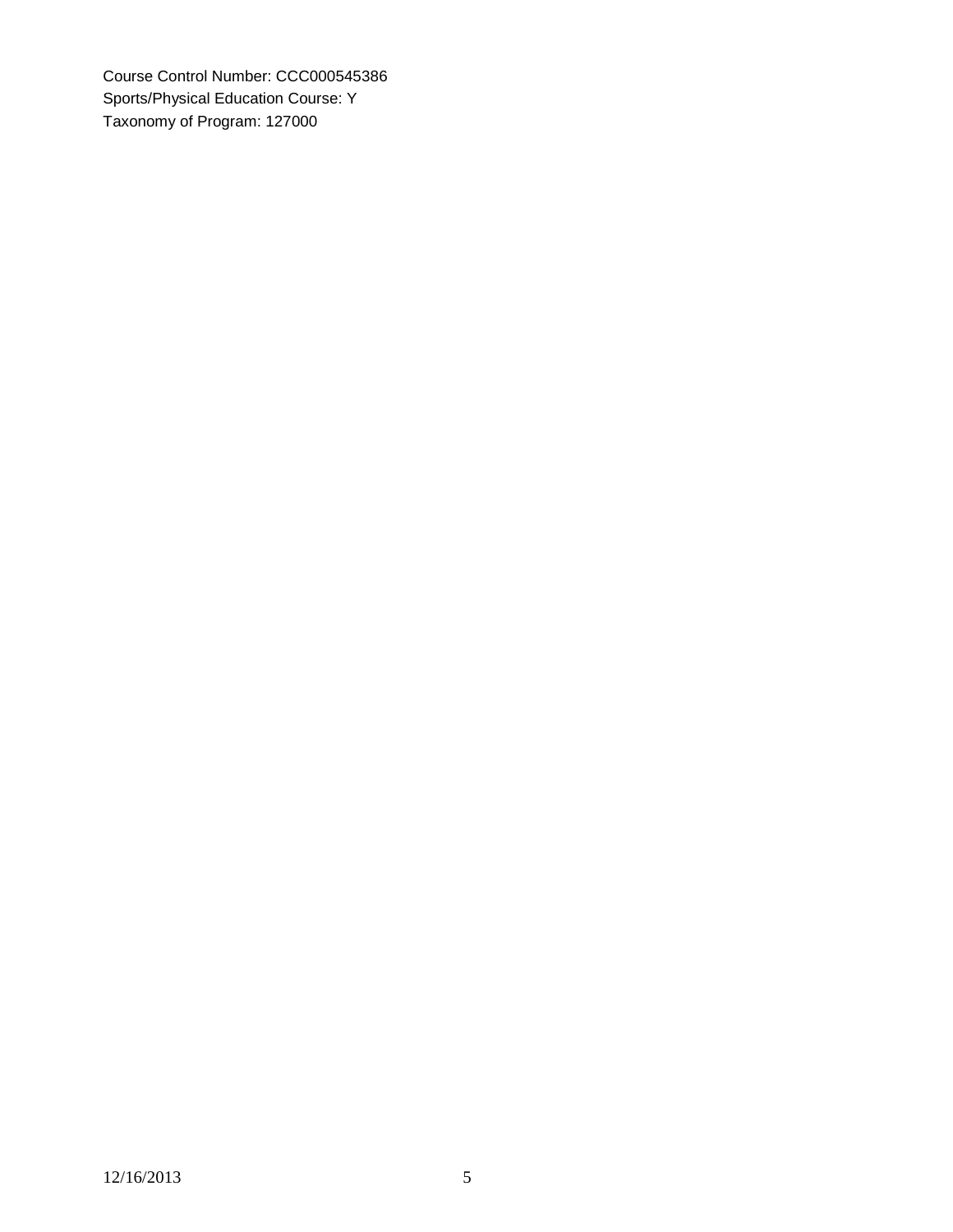Course Control Number: CCC000545386
Sports/Physical Education Course: Y
Taxonomy of Program: 127000